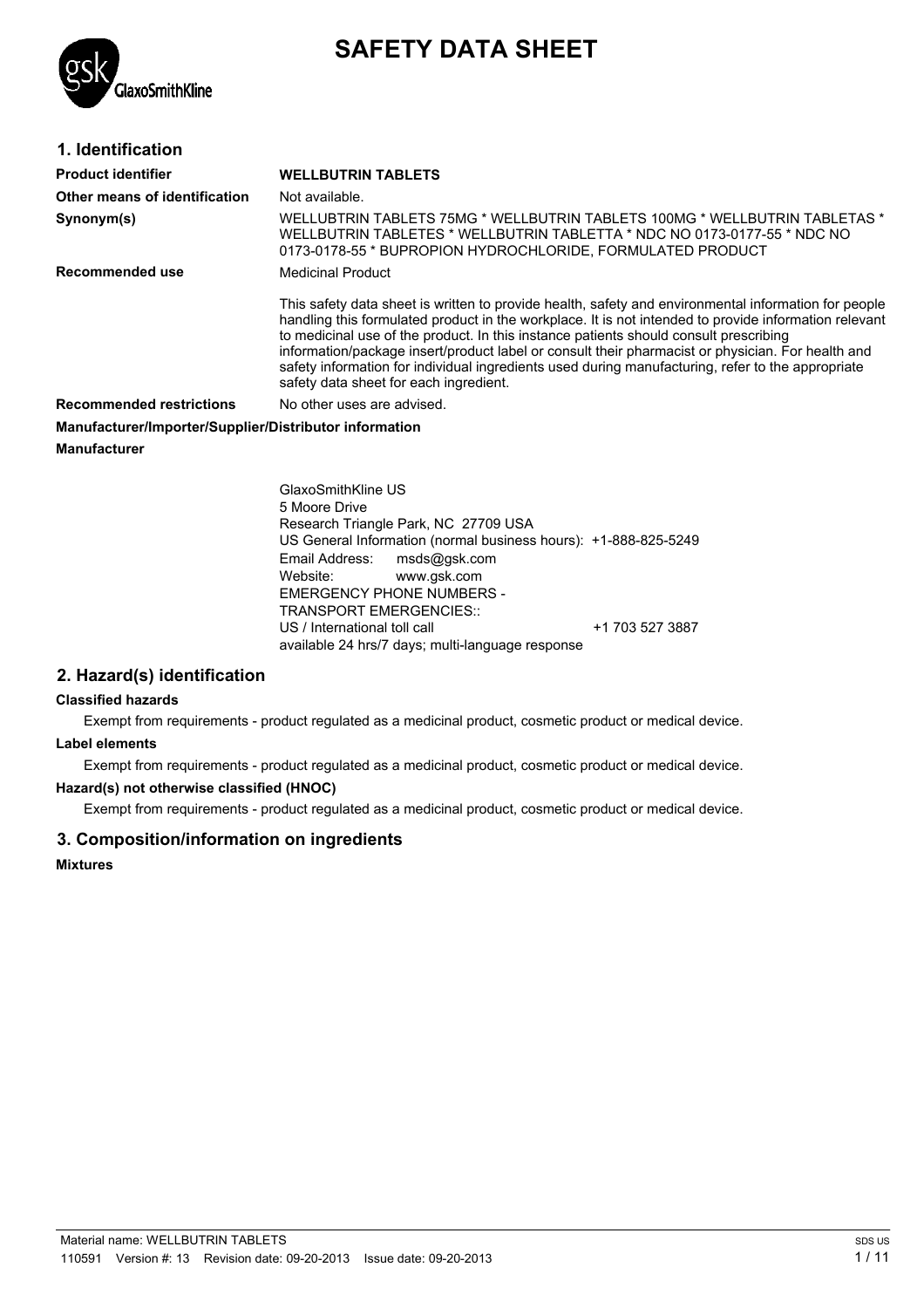# SAFETY DATA SHEET

## 1. Identification

| | |
|---|---|
| **Product identifier** | **WELLBUTRIN TABLETS** |
| **Other means of identification** | Not available. |
| **Synonym(s)** | WELLUBTRIN TABLETS 75MG * WELLBUTRIN TABLETS 100MG * WELLBUTRIN TABLETAS * WELLBUTRIN TABLETES * WELLBUTRIN TABLETTA * NDC NO 0173-0177-55 * NDC NO 0173-0178-55 * BUPROPION HYDROCHLORIDE, FORMULATED PRODUCT |
| **Recommended use** | Medicinal Product |
| | This safety data sheet is written to provide health, safety and environmental information for people handling this formulated product in the workplace. It is not intended to provide information relevant to medicinal use of the product. In this instance patients should consult prescribing information/package insert/product label or consult their pharmacist or physician. For health and safety information for individual ingredients used during manufacturing, refer to the appropriate safety data sheet for each ingredient. |
| **Recommended restrictions** | No other uses are advised. |

**Manufacturer/Importer/Supplier/Distributor information**

**Manufacturer**

GlaxoSmithKline US
5 Moore Drive
Research Triangle Park, NC 27709 USA
US General Information (normal business hours): +1-888-825-5249
Email Address: msds@gsk.com
Website: www.gsk.com
EMERGENCY PHONE NUMBERS -
TRANSPORT EMERGENCIES::
US / International toll call +1 703 527 3887
available 24 hrs/7 days; multi-language response

## 2. Hazard(s) identification

**Classified hazards**

Exempt from requirements - product regulated as a medicinal product, cosmetic product or medical device.

**Label elements**

Exempt from requirements - product regulated as a medicinal product, cosmetic product or medical device.

**Hazard(s) not otherwise classified (HNOC)**

Exempt from requirements - product regulated as a medicinal product, cosmetic product or medical device.

## 3. Composition/information on ingredients

**Mixtures**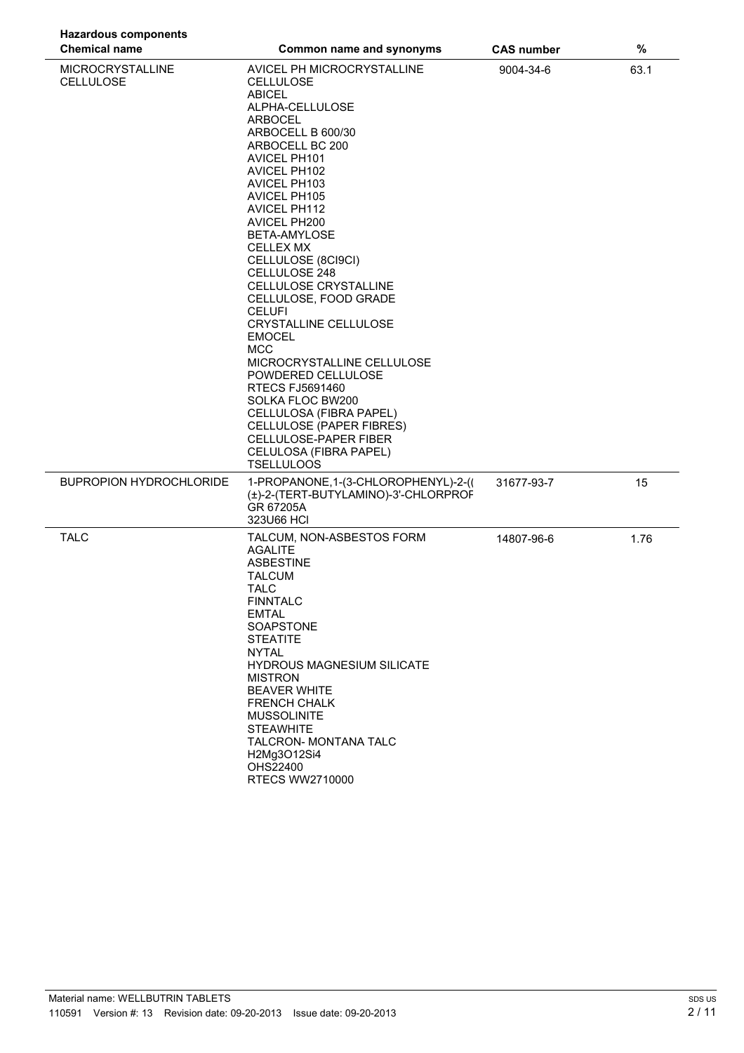**Hazardous components**

| Chemical name | Common name and synonyms | CAS number | % |
| --- | --- | --- | --- |
| MICROCRYSTALLINE CELLULOSE | AVICEL PH MICROCRYSTALLINE CELLULOSE<br>ABICEL<br>ALPHA-CELLULOSE<br>ARBOCEL<br>ARBOCELL B 600/30<br>ARBOCELL BC 200<br>AVICEL PH101<br>AVICEL PH102<br>AVICEL PH103<br>AVICEL PH105<br>AVICEL PH112<br>AVICEL PH200<br>BETA-AMYLOSE<br>CELLEX MX<br>CELLULOSE (8CI9CI)<br>CELLULOSE 248<br>CELLULOSE CRYSTALLINE<br>CELLULOSE, FOOD GRADE<br>CELUFI<br>CRYSTALLINE CELLULOSE<br>EMOCEL<br>MCC<br>MICROCRYSTALLINE CELLULOSE<br>POWDERED CELLULOSE<br>RTECS FJ5691460<br>SOLKA FLOC BW200<br>CELLULOSA (FIBRA PAPEL)<br>CELLULOSE (PAPER FIBRES)<br>CELLULOSE-PAPER FIBER<br>CELULOSA (FIBRA PAPEL)<br>TSELLULOOS | 9004-34-6 | 63.1 |
| BUPROPION HYDROCHLORIDE | 1-PROPANONE,1-(3-CHLOROPHENYL)-2-((<br>(±)-2-(TERT-BUTYLAMINO)-3'-CHLORPROF<br>GR 67205A<br>323U66 HCl | 31677-93-7 | 15 |
| TALC | TALCUM, NON-ASBESTOS FORM<br>AGALITE<br>ASBESTINE<br>TALCUM<br>TALC<br>FINNTALC<br>EMTAL<br>SOAPSTONE<br>STEATITE<br>NYTAL<br>HYDROUS MAGNESIUM SILICATE<br>MISTRON<br>BEAVER WHITE<br>FRENCH CHALK<br>MUSSOLINITE<br>STEAWHITE<br>TALCRON- MONTANA TALC<br>$H_2Mg_3O_{12}Si_4$<br>OHS22400<br>RTECS WW2710000 | 14807-96-6 | 1.76 |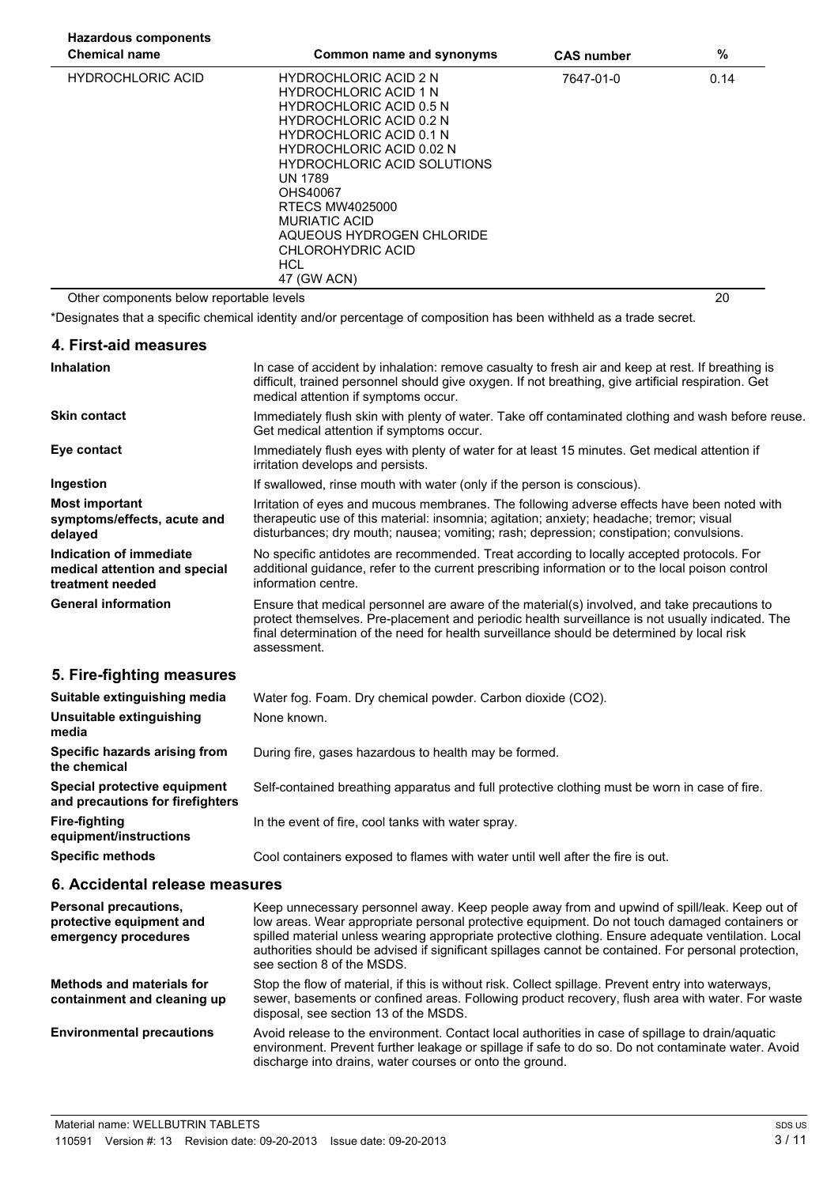**Hazardous components**

| Chemical name | Common name and synonyms | CAS number | % |
|---|---|---|---|
| HYDROCHLORIC ACID | HYDROCHLORIC ACID 2 N<br>HYDROCHLORIC ACID 1 N<br>HYDROCHLORIC ACID 0.5 N<br>HYDROCHLORIC ACID 0.2 N<br>HYDROCHLORIC ACID 0.1 N<br>HYDROCHLORIC ACID 0.02 N<br>HYDROCHLORIC ACID SOLUTIONS<br>UN 1789<br>OHS40067<br>RTECS MW4025000<br>MURIATIC ACID<br>AQUEOUS HYDROGEN CHLORIDE<br>CHLOROHYDRIC ACID<br>HCL<br>47 (GW ACN) | 7647-01-0 | 0.14 |
| Other components below reportable levels | | | 20 |

*Designates that a specific chemical identity and/or percentage of composition has been withheld as a trade secret.

## 4. First-aid measures

**Inhalation**
In case of accident by inhalation: remove casualty to fresh air and keep at rest. If breathing is difficult, trained personnel should give oxygen. If not breathing, give artificial respiration. Get medical attention if symptoms occur.

**Skin contact**
Immediately flush skin with plenty of water. Take off contaminated clothing and wash before reuse. Get medical attention if symptoms occur.

**Eye contact**
Immediately flush eyes with plenty of water for at least 15 minutes. Get medical attention if irritation develops and persists.

**Ingestion**
If swallowed, rinse mouth with water (only if the person is conscious).

**Most important symptoms/effects, acute and delayed**
Irritation of eyes and mucous membranes. The following adverse effects have been noted with therapeutic use of this material: insomnia; agitation; anxiety; headache; tremor; visual disturbances; dry mouth; nausea; vomiting; rash; depression; constipation; convulsions.

**Indication of immediate medical attention and special treatment needed**
No specific antidotes are recommended. Treat according to locally accepted protocols. For additional guidance, refer to the current prescribing information or to the local poison control information centre.

**General information**
Ensure that medical personnel are aware of the material(s) involved, and take precautions to protect themselves. Pre-placement and periodic health surveillance is not usually indicated. The final determination of the need for health surveillance should be determined by local risk assessment.

## 5. Fire-fighting measures

**Suitable extinguishing media**
Water fog. Foam. Dry chemical powder. Carbon dioxide ($CO_2$).

**Unsuitable extinguishing media**
None known.

**Specific hazards arising from the chemical**
During fire, gases hazardous to health may be formed.

**Special protective equipment and precautions for firefighters**
Self-contained breathing apparatus and full protective clothing must be worn in case of fire.

**Fire-fighting equipment/instructions**
In the event of fire, cool tanks with water spray.

**Specific methods**
Cool containers exposed to flames with water until well after the fire is out.

## 6. Accidental release measures

**Personal precautions, protective equipment and emergency procedures**
Keep unnecessary personnel away. Keep people away from and upwind of spill/leak. Keep out of low areas. Wear appropriate personal protective equipment. Do not touch damaged containers or spilled material unless wearing appropriate protective clothing. Ensure adequate ventilation. Local authorities should be advised if significant spillages cannot be contained. For personal protection, see section 8 of the MSDS.

**Methods and materials for containment and cleaning up**
Stop the flow of material, if this is without risk. Collect spillage. Prevent entry into waterways, sewer, basements or confined areas. Following product recovery, flush area with water. For waste disposal, see section 13 of the MSDS.

**Environmental precautions**
Avoid release to the environment. Contact local authorities in case of spillage to drain/aquatic environment. Prevent further leakage or spillage if safe to do so. Do not contaminate water. Avoid discharge into drains, water courses or onto the ground.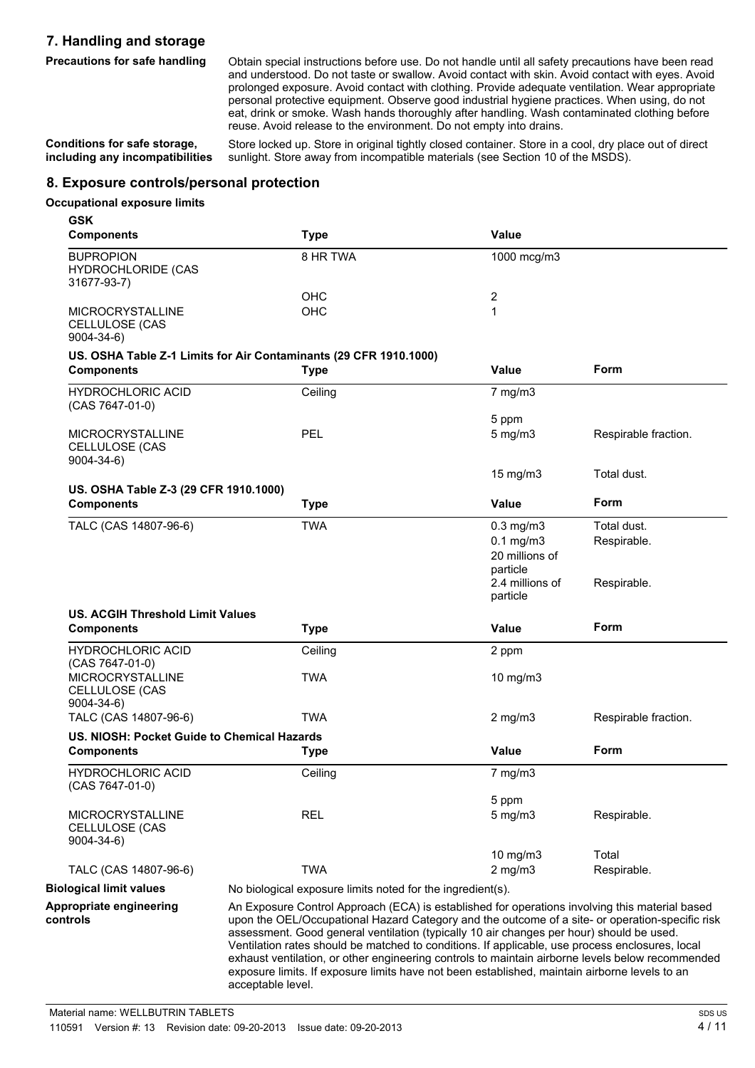## 7. Handling and storage

**Precautions for safe handling**

Obtain special instructions before use. Do not handle until all safety precautions have been read and understood. Do not taste or swallow. Avoid contact with skin. Avoid contact with eyes. Avoid prolonged exposure. Avoid contact with clothing. Provide adequate ventilation. Wear appropriate personal protective equipment. Observe good industrial hygiene practices. When using, do not eat, drink or smoke. Wash hands thoroughly after handling. Wash contaminated clothing before reuse. Avoid release to the environment. Do not empty into drains.

**Conditions for safe storage, including any incompatibilities**

Store locked up. Store in original tightly closed container. Store in a cool, dry place out of direct sunlight. Store away from incompatible materials (see Section 10 of the MSDS).

## 8. Exposure controls/personal protection

**Occupational exposure limits**

**GSK**

| Components | Type | Value |
|---|---|---|
| BUPROPION HYDROCHLORIDE (CAS 31677-93-7) | 8 HR TWA | 1000 mcg/m3 |
| | OHC | 2 |
| MICROCRYSTALLINE CELLULOSE (CAS 9004-34-6) | OHC | 1 |

**US. OSHA Table Z-1 Limits for Air Contaminants (29 CFR 1910.1000)**

| Components | Type | Value | Form |
|---|---|---|---|
| HYDROCHLORIC ACID (CAS 7647-01-0) | Ceiling | 7 mg/m3 | |
| | | 5 ppm | |
| MICROCRYSTALLINE CELLULOSE (CAS 9004-34-6) | PEL | 5 mg/m3 | Respirable fraction. |
| | | 15 mg/m3 | Total dust. |

**US. OSHA Table Z-3 (29 CFR 1910.1000)**

| Components | Type | Value | Form |
|---|---|---|---|
| TALC (CAS 14807-96-6) | TWA | 0.3 mg/m3 | Total dust. |
| | | 0.1 mg/m3 | Respirable. |
| | | 20 millions of particle | |
| | | 2.4 millions of particle | Respirable. |

**US. ACGIH Threshold Limit Values**

| Components | Type | Value | Form |
|---|---|---|---|
| HYDROCHLORIC ACID (CAS 7647-01-0) | Ceiling | 2 ppm | |
| MICROCRYSTALLINE CELLULOSE (CAS 9004-34-6) | TWA | 10 mg/m3 | |
| TALC (CAS 14807-96-6) | TWA | 2 mg/m3 | Respirable fraction. |

**US. NIOSH: Pocket Guide to Chemical Hazards**

| Components | Type | Value | Form |
|---|---|---|---|
| HYDROCHLORIC ACID (CAS 7647-01-0) | Ceiling | 7 mg/m3 | |
| | | 5 ppm | |
| MICROCRYSTALLINE CELLULOSE (CAS 9004-34-6) | REL | 5 mg/m3 | Respirable. |
| | | 10 mg/m3 | Total |
| TALC (CAS 14807-96-6) | TWA | 2 mg/m3 | Respirable. |

**Biological limit values**

No biological exposure limits noted for the ingredient(s).

**Appropriate engineering controls**

An Exposure Control Approach (ECA) is established for operations involving this material based upon the OEL/Occupational Hazard Category and the outcome of a site- or operation-specific risk assessment. Good general ventilation (typically 10 air changes per hour) should be used. Ventilation rates should be matched to conditions. If applicable, use process enclosures, local exhaust ventilation, or other engineering controls to maintain airborne levels below recommended exposure limits. If exposure limits have not been established, maintain airborne levels to an acceptable level.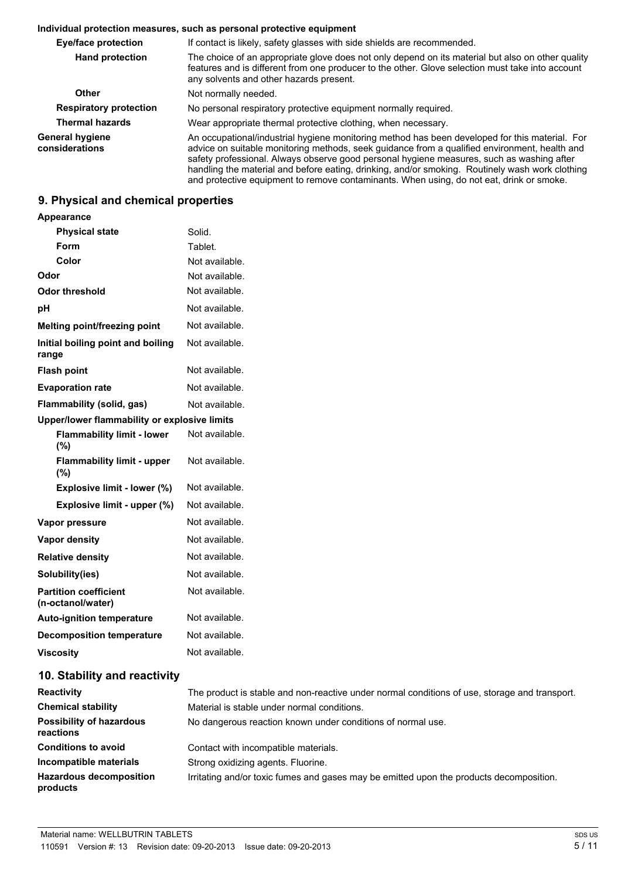**Individual protection measures, such as personal protective equipment**

| | |
|---|---|
| **Eye/face protection** | If contact is likely, safety glasses with side shields are recommended. |
| **Hand protection** | The choice of an appropriate glove does not only depend on its material but also on other quality features and is different from one producer to the other. Glove selection must take into account any solvents and other hazards present. |
| **Other** | Not normally needed. |
| **Respiratory protection** | No personal respiratory protective equipment normally required. |
| **Thermal hazards** | Wear appropriate thermal protective clothing, when necessary. |
| **General hygiene considerations** | An occupational/industrial hygiene monitoring method has been developed for this material. For advice on suitable monitoring methods, seek guidance from a qualified environment, health and safety professional. Always observe good personal hygiene measures, such as washing after handling the material and before eating, drinking, and/or smoking. Routinely wash work clothing and protective equipment to remove contaminants. When using, do not eat, drink or smoke. |

## 9. Physical and chemical properties

| | |
|---|---|
| **Appearance** | |
| **Physical state** | Solid. |
| **Form** | Tablet. |
| **Color** | Not available. |
| **Odor** | Not available. |
| **Odor threshold** | Not available. |
| **pH** | Not available. |
| **Melting point/freezing point** | Not available. |
| **Initial boiling point and boiling range** | Not available. |
| **Flash point** | Not available. |
| **Evaporation rate** | Not available. |
| **Flammability (solid, gas)** | Not available. |
| **Upper/lower flammability or explosive limits** | |
| **Flammability limit - lower (%)** | Not available. |
| **Flammability limit - upper (%)** | Not available. |
| **Explosive limit - lower (%)** | Not available. |
| **Explosive limit - upper (%)** | Not available. |
| **Vapor pressure** | Not available. |
| **Vapor density** | Not available. |
| **Relative density** | Not available. |
| **Solubility(ies)** | Not available. |
| **Partition coefficient (n-octanol/water)** | Not available. |
| **Auto-ignition temperature** | Not available. |
| **Decomposition temperature** | Not available. |
| **Viscosity** | Not available. |

## 10. Stability and reactivity

| | |
|---|---|
| **Reactivity** | The product is stable and non-reactive under normal conditions of use, storage and transport. |
| **Chemical stability** | Material is stable under normal conditions. |
| **Possibility of hazardous reactions** | No dangerous reaction known under conditions of normal use. |
| **Conditions to avoid** | Contact with incompatible materials. |
| **Incompatible materials** | Strong oxidizing agents. Fluorine. |
| **Hazardous decomposition products** | Irritating and/or toxic fumes and gases may be emitted upon the products decomposition. |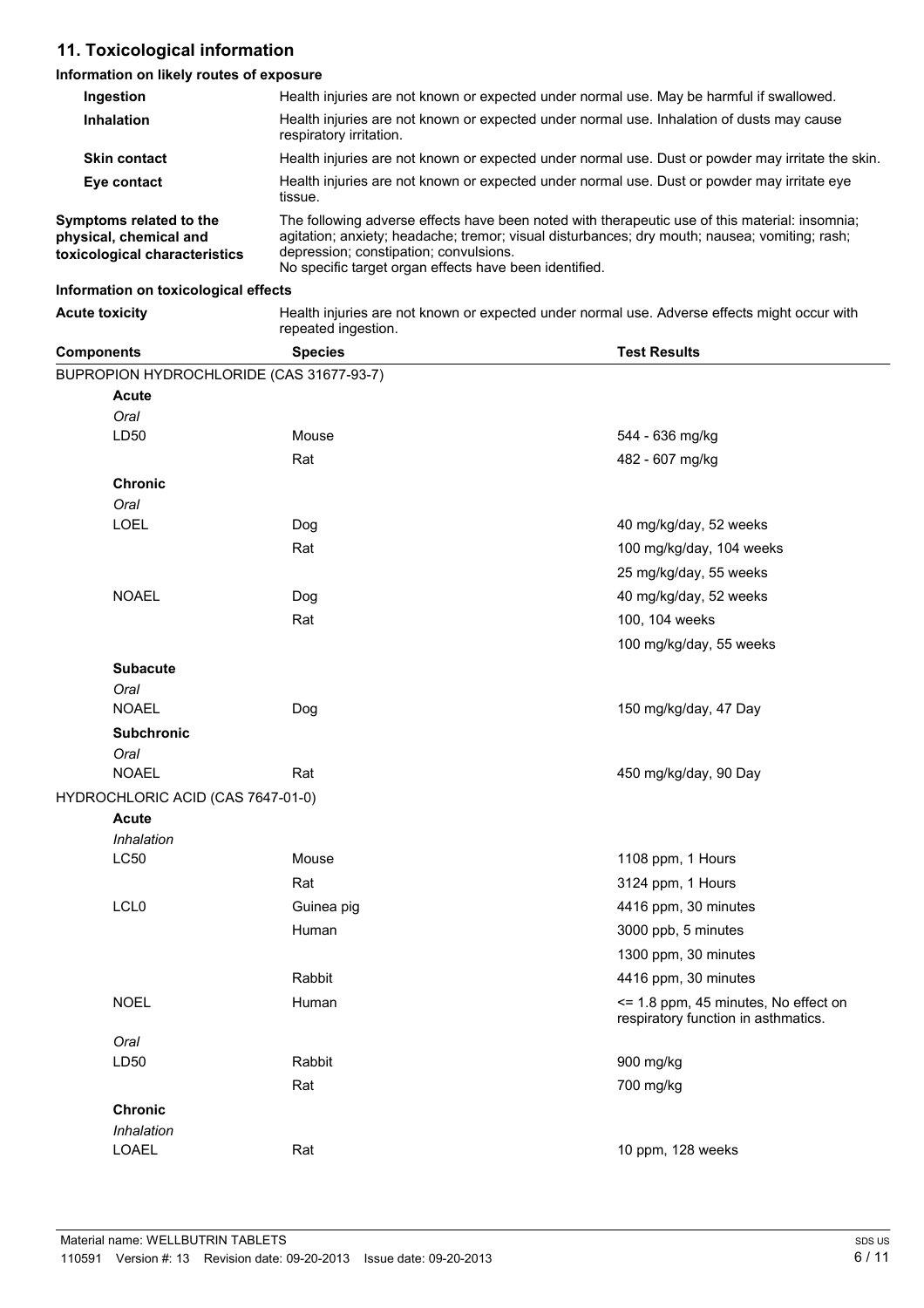## 11. Toxicological information

### Information on likely routes of exposure

| | |
|---|---|
| **Ingestion** | Health injuries are not known or expected under normal use. May be harmful if swallowed. |
| **Inhalation** | Health injuries are not known or expected under normal use. Inhalation of dusts may cause respiratory irritation. |
| **Skin contact** | Health injuries are not known or expected under normal use. Dust or powder may irritate the skin. |
| **Eye contact** | Health injuries are not known or expected under normal use. Dust or powder may irritate eye tissue. |
| **Symptoms related to the physical, chemical and toxicological characteristics** | The following adverse effects have been noted with therapeutic use of this material: insomnia; agitation; anxiety; headache; tremor; visual disturbances; dry mouth; nausea; vomiting; rash; depression; constipation; convulsions. No specific target organ effects have been identified. |

### Information on toxicological effects

| | |
|---|---|
| **Acute toxicity** | Health injuries are not known or expected under normal use. Adverse effects might occur with repeated ingestion. |

| Components | Species | Test Results |
|---|---|---|
| BUPROPION HYDROCHLORIDE (CAS 31677-93-7) | | |
| **Acute** | | |
| *Oral* | | |
| LD50 | Mouse | 544 - 636 mg/kg |
| | Rat | 482 - 607 mg/kg |
| **Chronic** | | |
| *Oral* | | |
| LOEL | Dog | 40 mg/kg/day, 52 weeks |
| | Rat | 100 mg/kg/day, 104 weeks |
| | | 25 mg/kg/day, 55 weeks |
| NOAEL | Dog | 40 mg/kg/day, 52 weeks |
| | Rat | 100, 104 weeks |
| | | 100 mg/kg/day, 55 weeks |
| **Subacute** | | |
| *Oral* | | |
| NOAEL | Dog | 150 mg/kg/day, 47 Day |
| **Subchronic** | | |
| *Oral* | | |
| NOAEL | Rat | 450 mg/kg/day, 90 Day |
| HYDROCHLORIC ACID (CAS 7647-01-0) | | |
| **Acute** | | |
| *Inhalation* | | |
| LC50 | Mouse | 1108 ppm, 1 Hours |
| | Rat | 3124 ppm, 1 Hours |
| LCL0 | Guinea pig | 4416 ppm, 30 minutes |
| | Human | 3000 ppb, 5 minutes |
| | | 1300 ppm, 30 minutes |
| | Rabbit | 4416 ppm, 30 minutes |
| NOEL | Human | <= 1.8 ppm, 45 minutes, No effect on respiratory function in asthmatics. |
| *Oral* | | |
| LD50 | Rabbit | 900 mg/kg |
| | Rat | 700 mg/kg |
| **Chronic** | | |
| *Inhalation* | | |
| LOAEL | Rat | 10 ppm, 128 weeks |

Material name: WELLBUTRIN TABLETS

110591 Version #: 13 Revision date: 09-20-2013 Issue date: 09-20-2013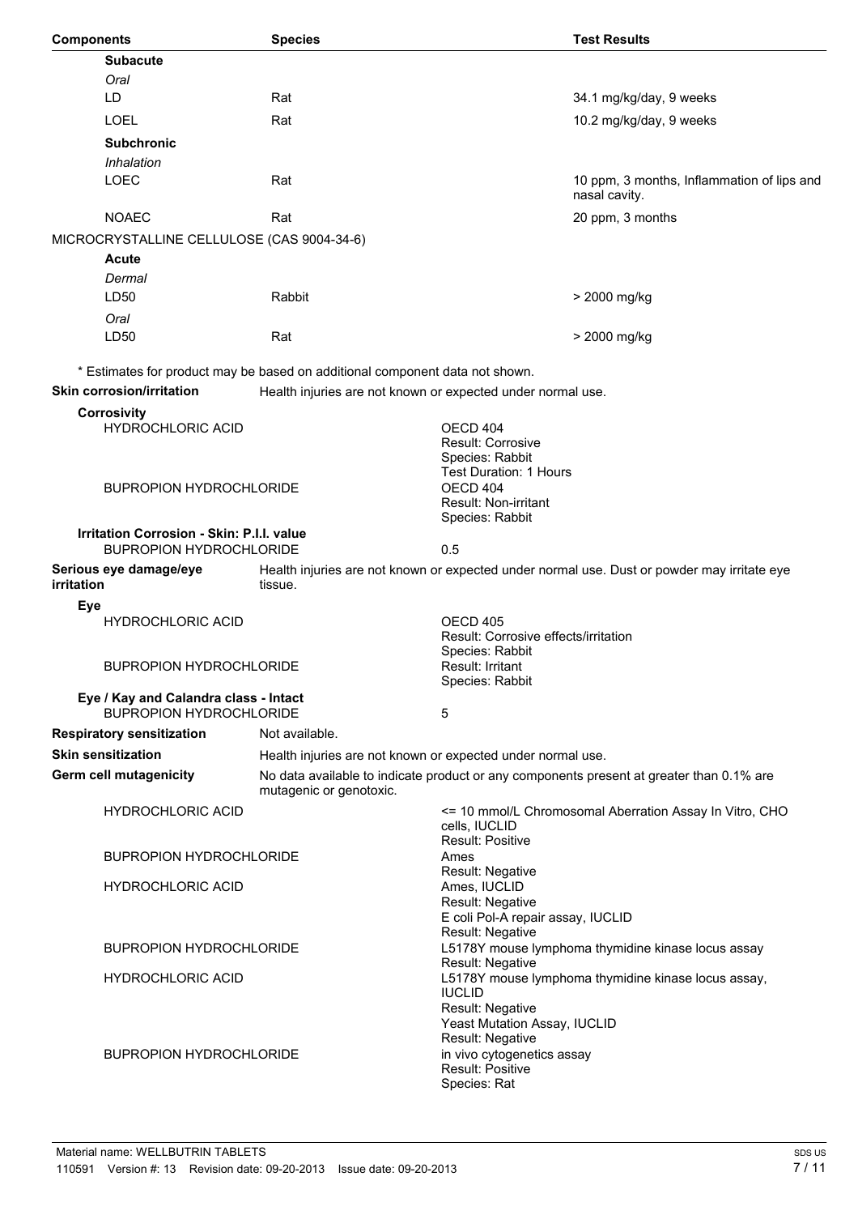| Components | Species | Test Results |
|---|---|---|
| **Subacute** | | |
| *Oral* | | |
| LD | Rat | 34.1 mg/kg/day, 9 weeks |
| LOEL | Rat | 10.2 mg/kg/day, 9 weeks |
| **Subchronic** | | |
| *Inhalation* | | |
| LOEC | Rat | 10 ppm, 3 months, Inflammation of lips and nasal cavity. |
| NOAEC | Rat | 20 ppm, 3 months |
| MICROCRYSTALLINE CELLULOSE (CAS 9004-34-6) | | |
| **Acute** | | |
| *Dermal* | | |
| LD50 | Rabbit | > 2000 mg/kg |
| *Oral* | | |
| LD50 | Rat | > 2000 mg/kg |

\* Estimates for product may be based on additional component data not shown.

**Skin corrosion/irritation** Health injuries are not known or expected under normal use.

**Corrosivity**

| | |
|---|---|
| HYDROCHLORIC ACID | OECD 404<br>Result: Corrosive<br>Species: Rabbit<br>Test Duration: 1 Hours |
| BUPROPION HYDROCHLORIDE | OECD 404<br>Result: Non-irritant<br>Species: Rabbit |

**Irritation Corrosion - Skin: P.I.I. value**

| | |
|---|---|
| BUPROPION HYDROCHLORIDE | 0.5 |

**Serious eye damage/eye irritation** Health injuries are not known or expected under normal use. Dust or powder may irritate eye tissue.

**Eye**

| | |
|---|---|
| HYDROCHLORIC ACID | OECD 405<br>Result: Corrosive effects/irritation<br>Species: Rabbit |
| BUPROPION HYDROCHLORIDE | Result: Irritant<br>Species: Rabbit |

**Eye / Kay and Calandra class - Intact**

| | |
|---|---|
| BUPROPION HYDROCHLORIDE | 5 |

**Respiratory sensitization** Not available.

**Skin sensitization** Health injuries are not known or expected under normal use.

**Germ cell mutagenicity** No data available to indicate product or any components present at greater than 0.1% are mutagenic or genotoxic.

| | |
|---|---|
| HYDROCHLORIC ACID | <= 10 mmol/L Chromosomal Aberration Assay In Vitro, CHO cells, IUCLID<br>Result: Positive |
| BUPROPION HYDROCHLORIDE | Ames<br>Result: Negative |
| HYDROCHLORIC ACID | Ames, IUCLID<br>Result: Negative<br>E coli Pol-A repair assay, IUCLID<br>Result: Negative |
| BUPROPION HYDROCHLORIDE | L5178Y mouse lymphoma thymidine kinase locus assay<br>Result: Negative |
| HYDROCHLORIC ACID | L5178Y mouse lymphoma thymidine kinase locus assay, IUCLID<br>Result: Negative<br>Yeast Mutation Assay, IUCLID<br>Result: Negative |
| BUPROPION HYDROCHLORIDE | in vivo cytogenetics assay<br>Result: Positive<br>Species: Rat |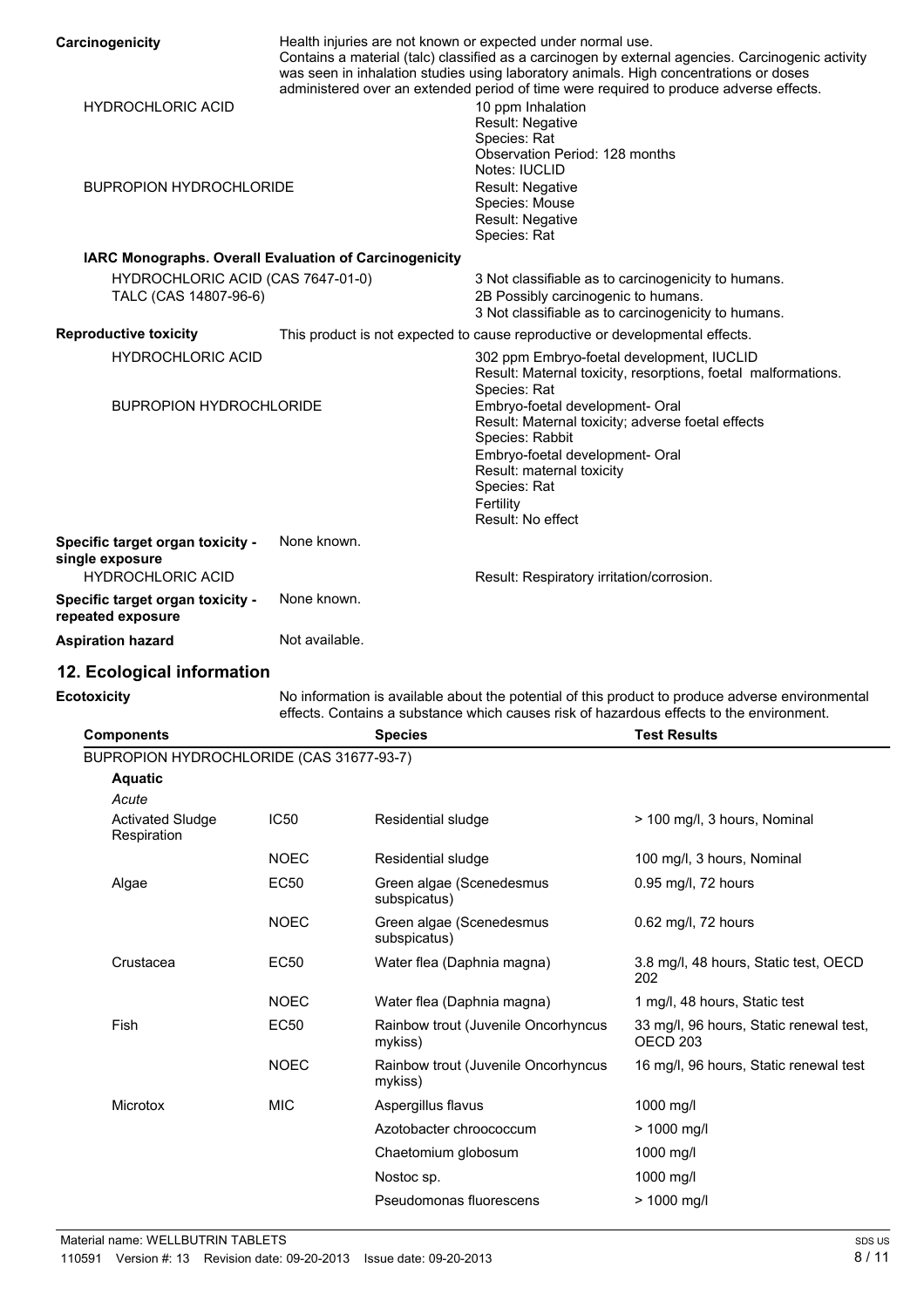**Carcinogenicity**

Health injuries are not known or expected under normal use.
Contains a material (talc) classified as a carcinogen by external agencies. Carcinogenic activity was seen in inhalation studies using laboratory animals. High concentrations or doses administered over an extended period of time were required to produce adverse effects.

| | |
|---|---|
| HYDROCHLORIC ACID | 10 ppm Inhalation<br>Result: Negative<br>Species: Rat<br>Observation Period: 128 months<br>Notes: IUCLID |
| BUPROPION HYDROCHLORIDE | Result: Negative<br>Species: Mouse<br>Result: Negative<br>Species: Rat |

**IARC Monographs. Overall Evaluation of Carcinogenicity**

| | |
|---|---|
| HYDROCHLORIC ACID (CAS 7647-01-0) | 3 Not classifiable as to carcinogenicity to humans. |
| TALC (CAS 14807-96-6) | 2B Possibly carcinogenic to humans.<br>3 Not classifiable as to carcinogenicity to humans. |

**Reproductive toxicity**

This product is not expected to cause reproductive or developmental effects.

| | |
|---|---|
| HYDROCHLORIC ACID | 302 ppm Embryo-foetal development, IUCLID<br>Result: Maternal toxicity, resorptions, foetal malformations.<br>Species: Rat |
| BUPROPION HYDROCHLORIDE | Embryo-foetal development- Oral<br>Result: Maternal toxicity; adverse foetal effects<br>Species: Rabbit<br>Embryo-foetal development- Oral<br>Result: maternal toxicity<br>Species: Rat<br>Fertility<br>Result: No effect |

**Specific target organ toxicity - single exposure**

None known.

| | |
|---|---|
| HYDROCHLORIC ACID | Result: Respiratory irritation/corrosion. |

**Specific target organ toxicity - repeated exposure**

None known.

**Aspiration hazard**

Not available.

## 12. Ecological information

**Ecotoxicity**

No information is available about the potential of this product to produce adverse environmental effects. Contains a substance which causes risk of hazardous effects to the environment.

| Components | | Species | Test Results |
|---|---|---|---|
| BUPROPION HYDROCHLORIDE (CAS 31677-93-7) | | | |
| **Aquatic** | | | |
| *Acute* | | | |
| Activated Sludge Respiration | IC50 | Residential sludge | > 100 mg/l, 3 hours, Nominal |
| | NOEC | Residential sludge | 100 mg/l, 3 hours, Nominal |
| Algae | EC50 | Green algae (Scenedesmus subspicatus) | 0.95 mg/l, 72 hours |
| | NOEC | Green algae (Scenedesmus subspicatus) | 0.62 mg/l, 72 hours |
| Crustacea | EC50 | Water flea (Daphnia magna) | 3.8 mg/l, 48 hours, Static test, OECD 202 |
| | NOEC | Water flea (Daphnia magna) | 1 mg/l, 48 hours, Static test |
| Fish | EC50 | Rainbow trout (Juvenile Oncorhyncus mykiss) | 33 mg/l, 96 hours, Static renewal test, OECD 203 |
| | NOEC | Rainbow trout (Juvenile Oncorhyncus mykiss) | 16 mg/l, 96 hours, Static renewal test |
| Microtox | MIC | Aspergillus flavus | 1000 mg/l |
| | | Azotobacter chroococcum | > 1000 mg/l |
| | | Chaetomium globosum | 1000 mg/l |
| | | Nostoc sp. | 1000 mg/l |
| | | Pseudomonas fluorescens | > 1000 mg/l |

Material name: WELLBUTRIN TABLETS
110591 Version #: 13 Revision date: 09-20-2013 Issue date: 09-20-2013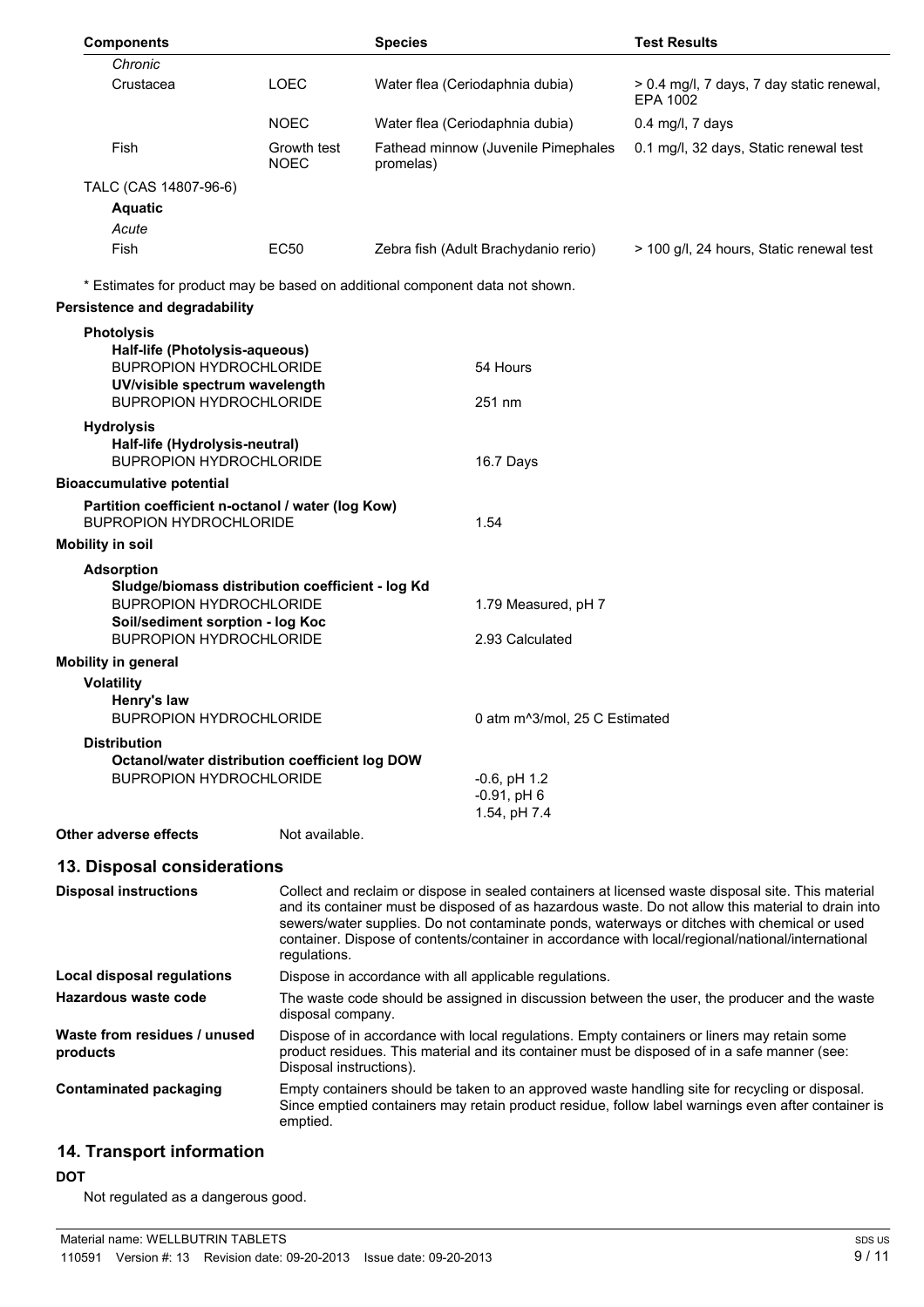| Components | | Species | Test Results |
|---|---|---|---|
| *Chronic* | | | |
| Crustacea | LOEC | Water flea (Ceriodaphnia dubia) | > 0.4 mg/l, 7 days, 7 day static renewal, EPA 1002 |
| | NOEC | Water flea (Ceriodaphnia dubia) | 0.4 mg/l, 7 days |
| Fish | Growth test NOEC | Fathead minnow (Juvenile Pimephales promelas) | 0.1 mg/l, 32 days, Static renewal test |
| TALC (CAS 14807-96-6) | | | |
| **Aquatic** | | | |
| *Acute* | | | |
| Fish | EC50 | Zebra fish (Adult Brachydanio rerio) | > 100 g/l, 24 hours, Static renewal test |

* Estimates for product may be based on additional component data not shown.

**Persistence and degradability**

**Photolysis**

**Half-life (Photolysis-aqueous)**

| | |
|---|---|
| BUPROPION HYDROCHLORIDE | 54 Hours |

**UV/visible spectrum wavelength**

| | |
|---|---|
| BUPROPION HYDROCHLORIDE | 251 nm |

**Hydrolysis**

**Half-life (Hydrolysis-neutral)**

| | |
|---|---|
| BUPROPION HYDROCHLORIDE | 16.7 Days |

**Bioaccumulative potential**

**Partition coefficient n-octanol / water (log Kow)**

| | |
|---|---|
| BUPROPION HYDROCHLORIDE | 1.54 |

**Mobility in soil**

**Adsorption**

**Sludge/biomass distribution coefficient - log Kd**

| | |
|---|---|
| BUPROPION HYDROCHLORIDE | 1.79 Measured, pH 7 |

**Soil/sediment sorption - log Koc**

| | |
|---|---|
| BUPROPION HYDROCHLORIDE | 2.93 Calculated |

**Mobility in general**

**Volatility**

**Henry's law**

| | |
|---|---|
| BUPROPION HYDROCHLORIDE | 0 atm $m^3$/mol, 25 C Estimated |

**Distribution**

**Octanol/water distribution coefficient log DOW**

| | |
|---|---|
| BUPROPION HYDROCHLORIDE | -0.6, pH 1.2<br>-0.91, pH 6<br>1.54, pH 7.4 |

**Other adverse effects** Not available.

## 13. Disposal considerations

| | |
|---|---|
| **Disposal instructions** | Collect and reclaim or dispose in sealed containers at licensed waste disposal site. This material and its container must be disposed of as hazardous waste. Do not allow this material to drain into sewers/water supplies. Do not contaminate ponds, waterways or ditches with chemical or used container. Dispose of contents/container in accordance with local/regional/national/international regulations. |
| **Local disposal regulations** | Dispose in accordance with all applicable regulations. |
| **Hazardous waste code** | The waste code should be assigned in discussion between the user, the producer and the waste disposal company. |
| **Waste from residues / unused products** | Dispose of in accordance with local regulations. Empty containers or liners may retain some product residues. This material and its container must be disposed of in a safe manner (see: Disposal instructions). |
| **Contaminated packaging** | Empty containers should be taken to an approved waste handling site for recycling or disposal. Since emptied containers may retain product residue, follow label warnings even after container is emptied. |

## 14. Transport information

**DOT**

Not regulated as a dangerous good.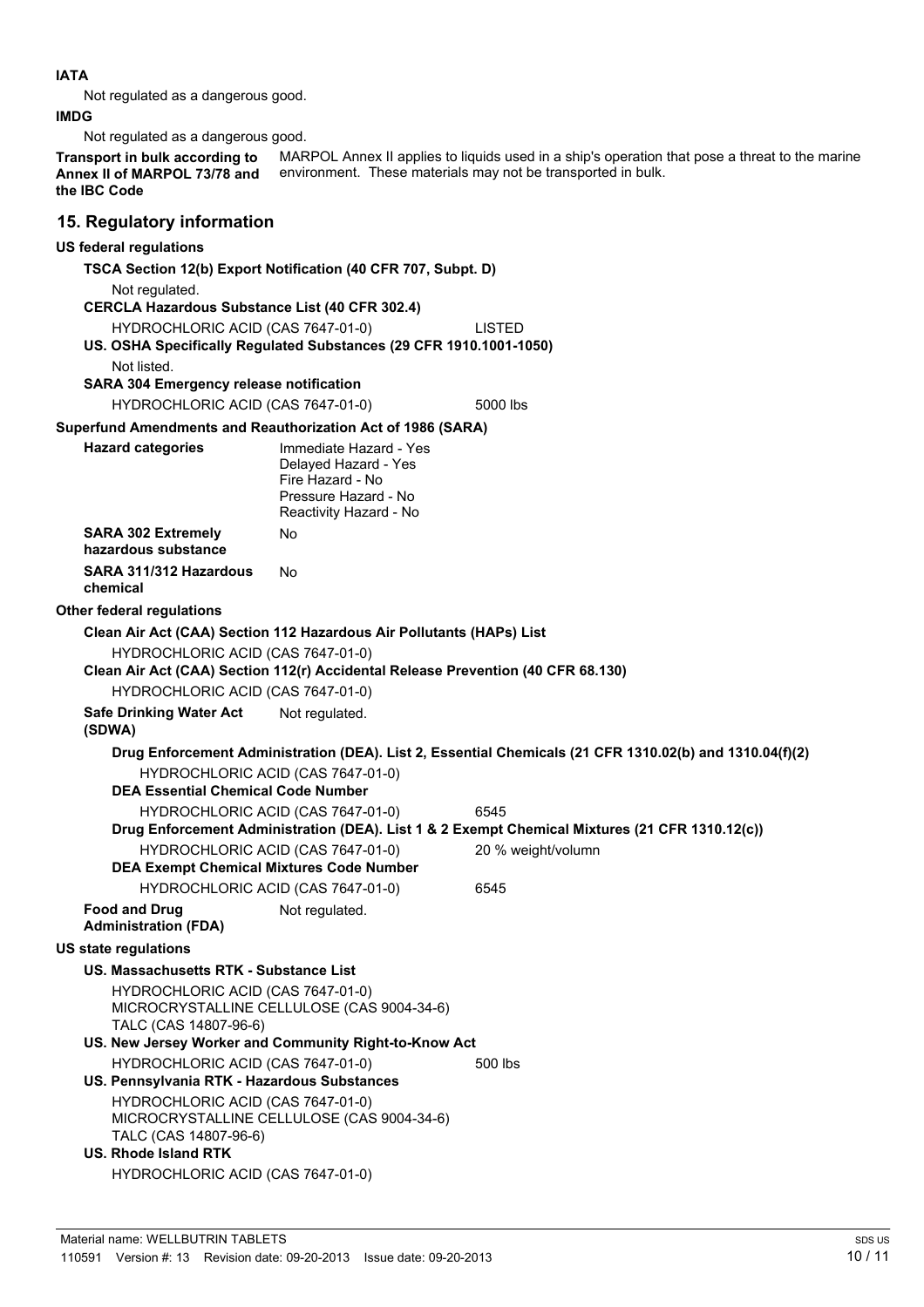**IATA**

Not regulated as a dangerous good.

**IMDG**

Not regulated as a dangerous good.

**Transport in bulk according to Annex II of MARPOL 73/78 and the IBC Code**

MARPOL Annex II applies to liquids used in a ship's operation that pose a threat to the marine environment. These materials may not be transported in bulk.

## 15. Regulatory information

**US federal regulations**

**TSCA Section 12(b) Export Notification (40 CFR 707, Subpt. D)**

Not regulated.

**CERCLA Hazardous Substance List (40 CFR 302.4)**

| | |
|---|---|
| HYDROCHLORIC ACID (CAS 7647-01-0) | LISTED |

**US. OSHA Specifically Regulated Substances (29 CFR 1910.1001-1050)**

Not listed.

**SARA 304 Emergency release notification**

| | |
|---|---|
| HYDROCHLORIC ACID (CAS 7647-01-0) | 5000 lbs |

**Superfund Amendments and Reauthorization Act of 1986 (SARA)**

**Hazard categories**

Immediate Hazard - Yes
Delayed Hazard - Yes
Fire Hazard - No
Pressure Hazard - No
Reactivity Hazard - No

**SARA 302 Extremely hazardous substance** No

**SARA 311/312 Hazardous chemical** No

**Other federal regulations**

**Clean Air Act (CAA) Section 112 Hazardous Air Pollutants (HAPs) List**

HYDROCHLORIC ACID (CAS 7647-01-0)

**Clean Air Act (CAA) Section 112(r) Accidental Release Prevention (40 CFR 68.130)**

HYDROCHLORIC ACID (CAS 7647-01-0)

**Safe Drinking Water Act (SDWA)** Not regulated.

**Drug Enforcement Administration (DEA). List 2, Essential Chemicals (21 CFR 1310.02(b) and 1310.04(f)(2)**

HYDROCHLORIC ACID (CAS 7647-01-0)

**DEA Essential Chemical Code Number**

| | |
|---|---|
| HYDROCHLORIC ACID (CAS 7647-01-0) | 6545 |

**Drug Enforcement Administration (DEA). List 1 & 2 Exempt Chemical Mixtures (21 CFR 1310.12(c))**

| | |
|---|---|
| HYDROCHLORIC ACID (CAS 7647-01-0) | 20 % weight/volumn |

**DEA Exempt Chemical Mixtures Code Number**

| | |
|---|---|
| HYDROCHLORIC ACID (CAS 7647-01-0) | 6545 |

**Food and Drug Administration (FDA)** Not regulated.

**US state regulations**

**US. Massachusetts RTK - Substance List**

HYDROCHLORIC ACID (CAS 7647-01-0)
MICROCRYSTALLINE CELLULOSE (CAS 9004-34-6)
TALC (CAS 14807-96-6)

**US. New Jersey Worker and Community Right-to-Know Act**

| | |
|---|---|
| HYDROCHLORIC ACID (CAS 7647-01-0) | 500 lbs |

**US. Pennsylvania RTK - Hazardous Substances**

HYDROCHLORIC ACID (CAS 7647-01-0)
MICROCRYSTALLINE CELLULOSE (CAS 9004-34-6)
TALC (CAS 14807-96-6)

**US. Rhode Island RTK**

HYDROCHLORIC ACID (CAS 7647-01-0)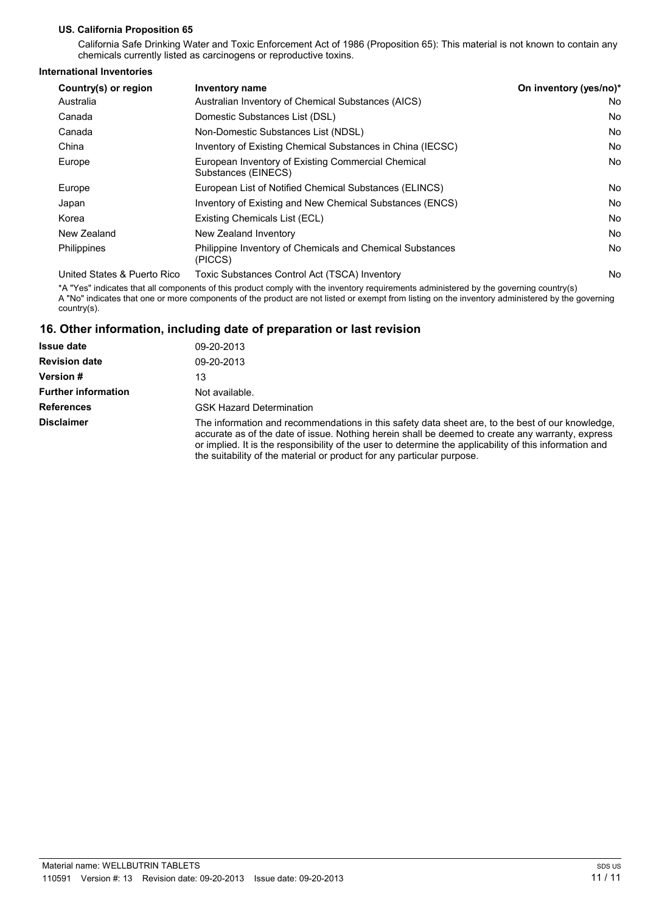**US. California Proposition 65**

California Safe Drinking Water and Toxic Enforcement Act of 1986 (Proposition 65): This material is not known to contain any chemicals currently listed as carcinogens or reproductive toxins.

**International Inventories**

| Country(s) or region | Inventory name | On inventory (yes/no)* |
|---|---|---|
| Australia | Australian Inventory of Chemical Substances (AICS) | No |
| Canada | Domestic Substances List (DSL) | No |
| Canada | Non-Domestic Substances List (NDSL) | No |
| China | Inventory of Existing Chemical Substances in China (IECSC) | No |
| Europe | European Inventory of Existing Commercial Chemical Substances (EINECS) | No |
| Europe | European List of Notified Chemical Substances (ELINCS) | No |
| Japan | Inventory of Existing and New Chemical Substances (ENCS) | No |
| Korea | Existing Chemicals List (ECL) | No |
| New Zealand | New Zealand Inventory | No |
| Philippines | Philippine Inventory of Chemicals and Chemical Substances (PICCS) | No |
| United States & Puerto Rico | Toxic Substances Control Act (TSCA) Inventory | No |

*A "Yes" indicates that all components of this product comply with the inventory requirements administered by the governing country(s)
A "No" indicates that one or more components of the product are not listed or exempt from listing on the inventory administered by the governing country(s).

## 16. Other information, including date of preparation or last revision

| | |
|---|---|
| **Issue date** | 09-20-2013 |
| **Revision date** | 09-20-2013 |
| **Version #** | 13 |
| **Further information** | Not available. |
| **References** | GSK Hazard Determination |
| **Disclaimer** | The information and recommendations in this safety data sheet are, to the best of our knowledge, accurate as of the date of issue. Nothing herein shall be deemed to create any warranty, express or implied. It is the responsibility of the user to determine the applicability of this information and the suitability of the material or product for any particular purpose. |